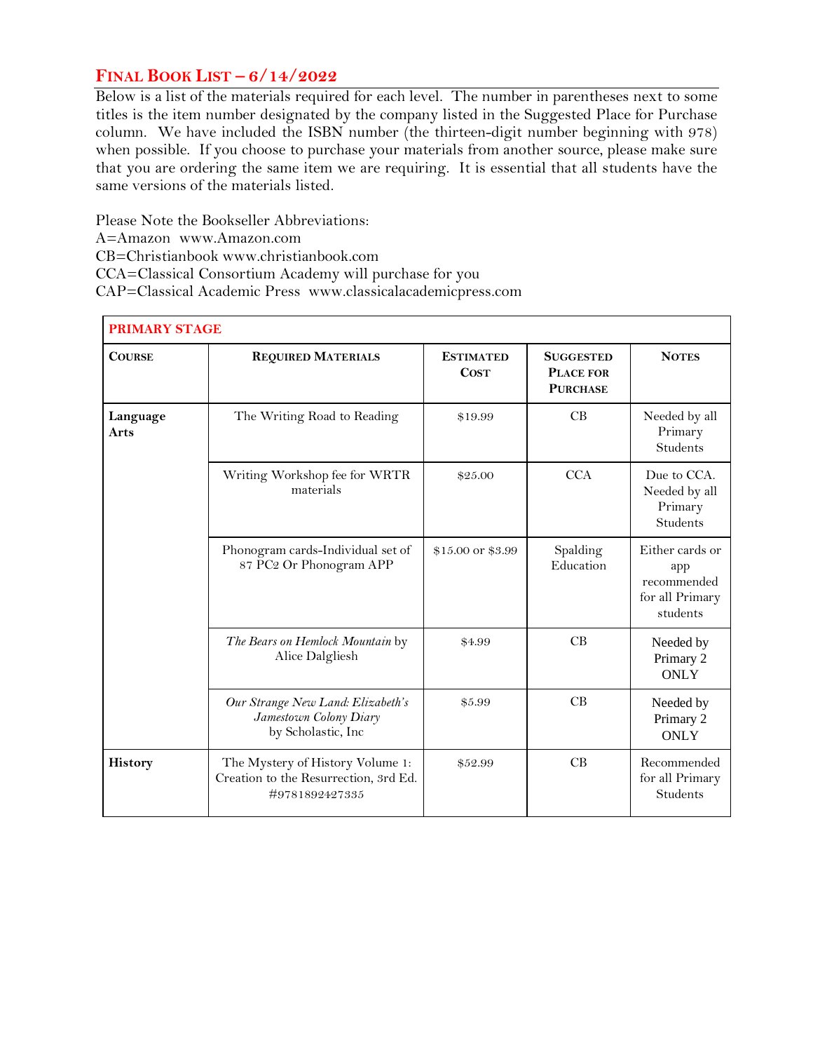## Final Book List – 6/14/2022

Below is a list of the materials required for each level. The number in parentheses next to some titles is the item number designated by the company listed in the Suggested Place for Purchase column. We have included the ISBN number (the thirteen-digit number beginning with 978) when possible. If you choose to purchase your materials from another source, please make sure that you are ordering the same item we are requiring. It is essential that all students have the same versions of the materials listed.

Please Note the Bookseller Abbreviations:
A=Amazon www.Amazon.com
CB=Christianbook www.christianbook.com
CCA=Classical Consortium Academy will purchase for you
CAP=Classical Academic Press www.classicalacademicpress.com

| PRIMARY STAGE | | | | |
|---|---|---|---|---|
| **Course** | **Required Materials** | **Estimated Cost** | **Suggested Place for Purchase** | **Notes** |
| **Language Arts** | The Writing Road to Reading | $19.99 | CB | Needed by all Primary Students |
| | Writing Workshop fee for WRTR materials | $25.00 | CCA | Due to CCA. Needed by all Primary Students |
| | Phonogram cards-Individual set of 87 PC2 Or Phonogram APP | $15.00 or $3.99 | Spalding Education | Either cards or app recommended for all Primary students |
| | *The Bears on Hemlock Mountain* by Alice Dalgliesh | $4.99 | CB | Needed by Primary 2 ONLY |
| | *Our Strange New Land: Elizabeth's Jamestown Colony Diary* by Scholastic, Inc | $5.99 | CB | Needed by Primary 2 ONLY |
| **History** | The Mystery of History Volume 1: Creation to the Resurrection, 3rd Ed. #9781892427335 | $52.99 | CB | Recommended for all Primary Students |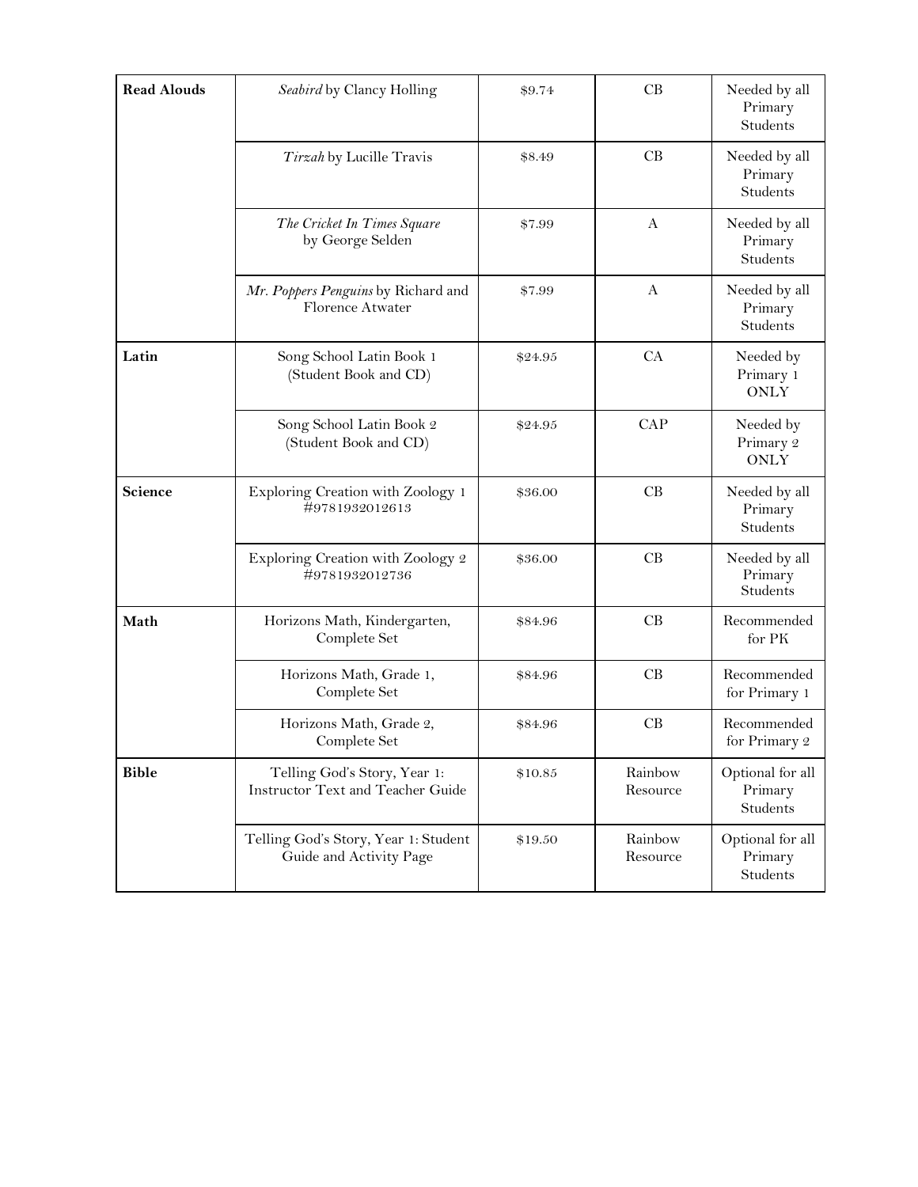| | | | | |
|---|---|---|---|---|
| **Read Alouds** | *Seabird* by Clancy Holling | $9.74 | CB | Needed by all Primary Students |
| | *Tirzah* by Lucille Travis | $8.49 | CB | Needed by all Primary Students |
| | *The Cricket In Times Square* by George Selden | $7.99 | A | Needed by all Primary Students |
| | *Mr. Poppers Penguins* by Richard and Florence Atwater | $7.99 | A | Needed by all Primary Students |
| **Latin** | Song School Latin Book 1 (Student Book and CD) | $24.95 | CA | Needed by Primary 1 ONLY |
| | Song School Latin Book 2 (Student Book and CD) | $24.95 | CAP | Needed by Primary 2 ONLY |
| **Science** | Exploring Creation with Zoology 1 #9781932012613 | $36.00 | CB | Needed by all Primary Students |
| | Exploring Creation with Zoology 2 #9781932012736 | $36.00 | CB | Needed by all Primary Students |
| **Math** | Horizons Math, Kindergarten, Complete Set | $84.96 | CB | Recommended for PK |
| | Horizons Math, Grade 1, Complete Set | $84.96 | CB | Recommended for Primary 1 |
| | Horizons Math, Grade 2, Complete Set | $84.96 | CB | Recommended for Primary 2 |
| **Bible** | Telling God's Story, Year 1: Instructor Text and Teacher Guide | $10.85 | Rainbow Resource | Optional for all Primary Students |
| | Telling God's Story, Year 1: Student Guide and Activity Page | $19.50 | Rainbow Resource | Optional for all Primary Students |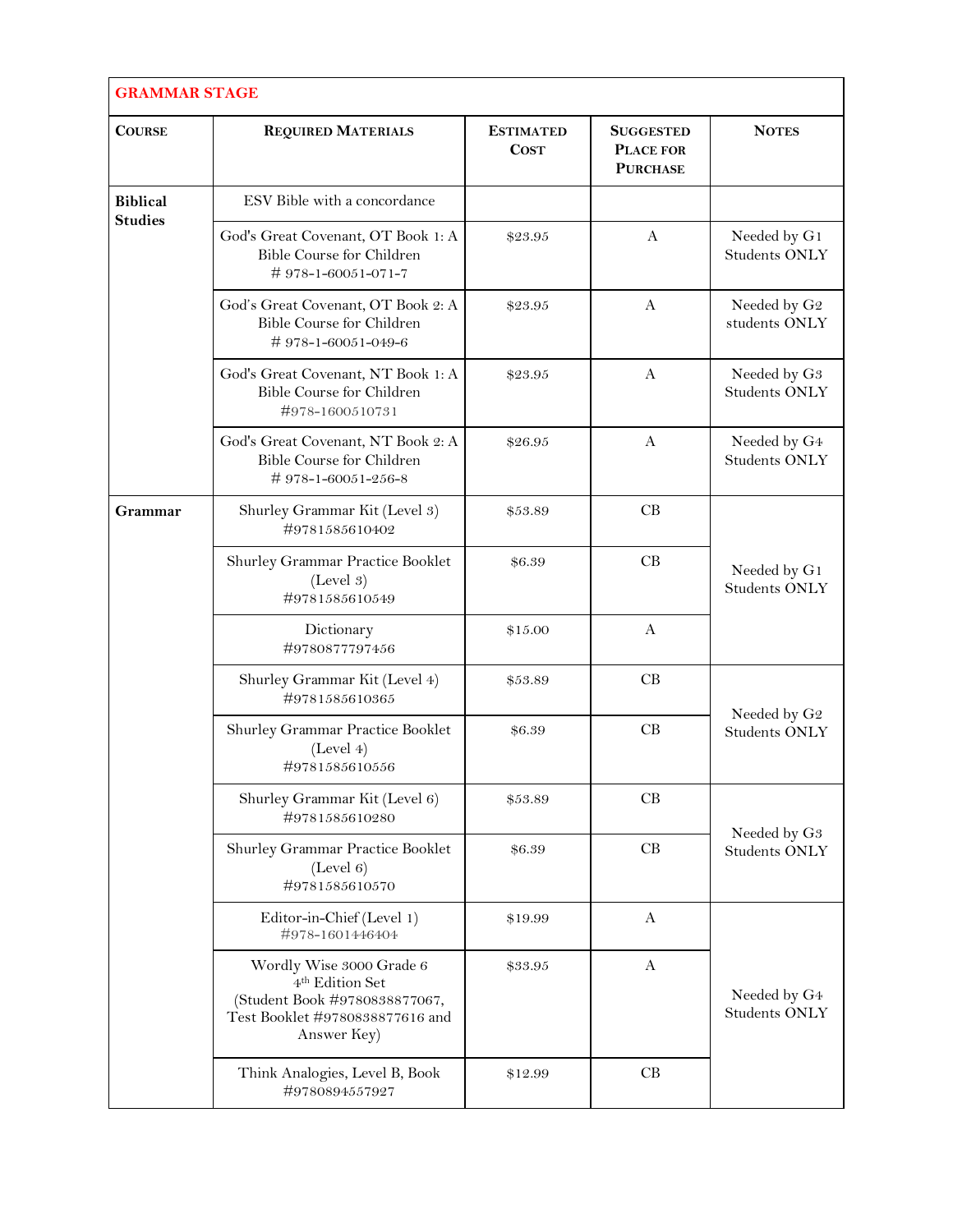| GRAMMAR STAGE | | | | |
|---|---|---|---|---|
| **COURSE** | **REQUIRED MATERIALS** | **ESTIMATED COST** | **SUGGESTED PLACE FOR PURCHASE** | **NOTES** |
| **Biblical Studies** | ESV Bible with a concordance | | | |
| | God's Great Covenant, OT Book 1: A Bible Course for Children # 978-1-60051-071-7 | $23.95 | A | Needed by G1 Students ONLY |
| | God's Great Covenant, OT Book 2: A Bible Course for Children # 978-1-60051-049-6 | $23.95 | A | Needed by G2 students ONLY |
| | God's Great Covenant, NT Book 1: A Bible Course for Children #978-1600510731 | $23.95 | A | Needed by G3 Students ONLY |
| | God's Great Covenant, NT Book 2: A Bible Course for Children # 978-1-60051-256-8 | $26.95 | A | Needed by G4 Students ONLY |
| **Grammar** | Shurley Grammar Kit (Level 3) #9781585610402 | $53.89 | CB | Needed by G1 Students ONLY |
| | Shurley Grammar Practice Booklet (Level 3) #9781585610549 | $6.39 | CB | |
| | Dictionary #9780877797456 | $15.00 | A | |
| | Shurley Grammar Kit (Level 4) #9781585610365 | $53.89 | CB | Needed by G2 Students ONLY |
| | Shurley Grammar Practice Booklet (Level 4) #9781585610556 | $6.39 | CB | |
| | Shurley Grammar Kit (Level 6) #9781585610280 | $53.89 | CB | Needed by G3 Students ONLY |
| | Shurley Grammar Practice Booklet (Level 6) #9781585610570 | $6.39 | CB | |
| | Editor-in-Chief (Level 1) #978-1601446404 | $19.99 | A | Needed by G4 Students ONLY |
| | Wordly Wise 3000 Grade 6 4th Edition Set (Student Book #9780838877067, Test Booklet #9780838877616 and Answer Key) | $33.95 | A | |
| | Think Analogies, Level B, Book #9780894557927 | $12.99 | CB | |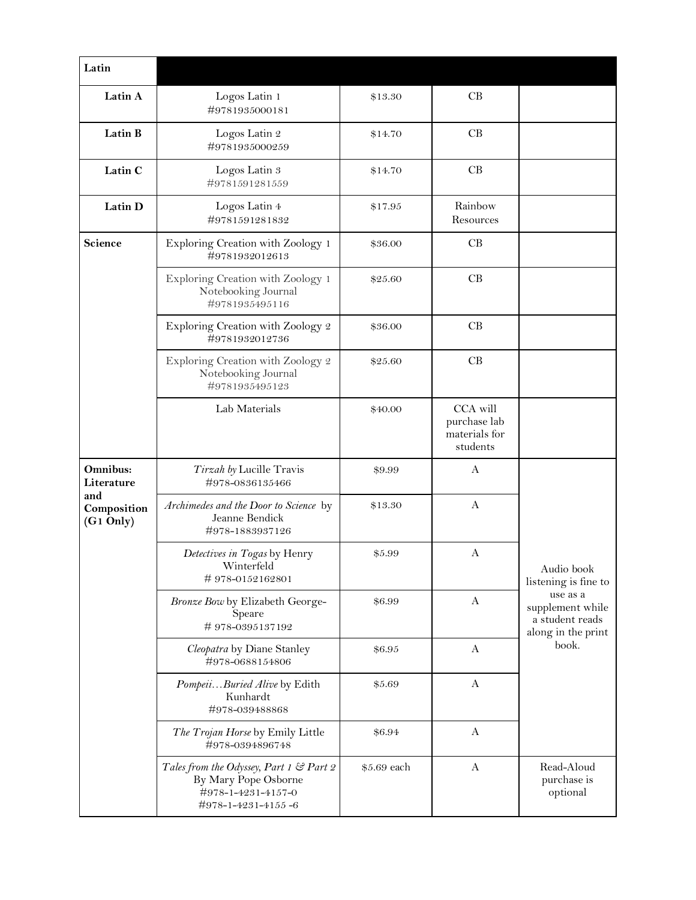| Latin | | | | |
|---|---|---|---|---|
| **Latin A** | Logos Latin 1<br>#9781935000181 | $13.30 | CB | |
| **Latin B** | Logos Latin 2<br>#9781935000259 | $14.70 | CB | |
| **Latin C** | Logos Latin 3<br>#9781591281559 | $14.70 | CB | |
| **Latin D** | Logos Latin 4<br>#9781591281832 | $17.95 | Rainbow Resources | |
| **Science** | Exploring Creation with Zoology 1<br>#9781932012613 | $36.00 | CB | |
| | Exploring Creation with Zoology 1 Notebooking Journal<br>#9781935495116 | $25.60 | CB | |
| | Exploring Creation with Zoology 2<br>#9781932012736 | $36.00 | CB | |
| | Exploring Creation with Zoology 2 Notebooking Journal<br>#9781935495123 | $25.60 | CB | |
| | Lab Materials | $40.00 | CCA will purchase lab materials for students | |
| **Omnibus: Literature and Composition (G1 Only)** | *Tirzah by* Lucille Travis<br>#978-0836135466 | $9.99 | A | Audio book listening is fine to use as a supplement while a student reads along in the print book. |
| | *Archimedes and the Door to Science* by Jeanne Bendick<br>#978-1883937126 | $13.30 | A | |
| | *Detectives in Togas* by Henry Winterfeld<br># 978-0152162801 | $5.99 | A | |
| | *Bronze Bow* by Elizabeth George-Speare<br># 978-0395137192 | $6.99 | A | |
| | *Cleopatra* by Diane Stanley<br>#978-0688154806 | $6.95 | A | |
| | *Pompeii…Buried Alive* by Edith Kunhardt<br>#978-039488868 | $5.69 | A | |
| | *The Trojan Horse* by Emily Little<br>#978-0394896748 | $6.94 | A | |
| | *Tales from the Odyssey, Part 1 & Part 2* By Mary Pope Osborne<br>#978-1-4231-4157-0<br>#978-1-4231-4155 -6 | $5.69 each | A | Read-Aloud purchase is optional |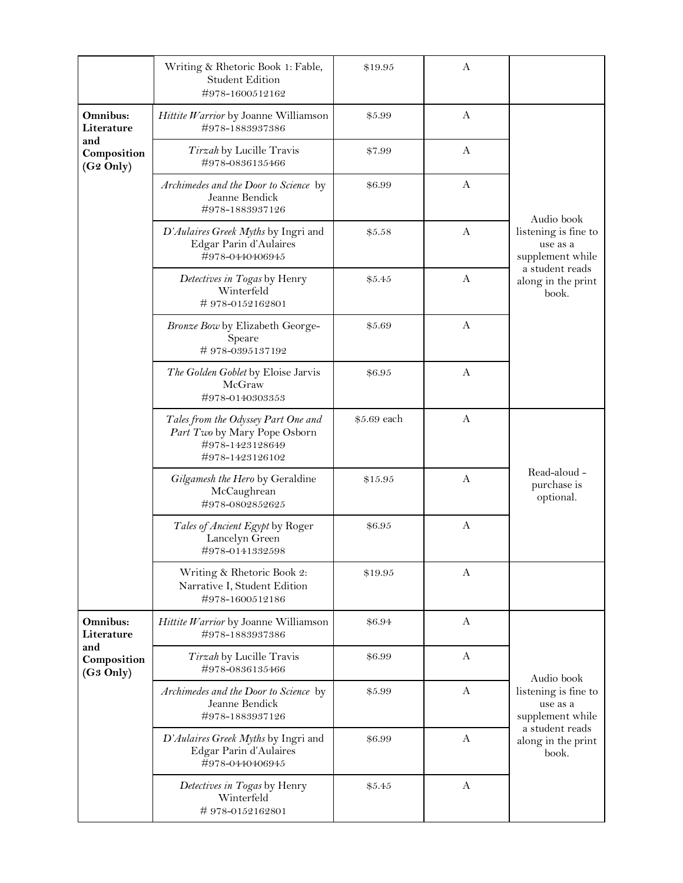| | | | | |
|---|---|---|---|---|
| | Writing & Rhetoric Book 1: Fable, Student Edition #978-1600512162 | $19.95 | A | |
| **Omnibus: Literature and Composition (G2 Only)** | *Hittite Warrior* by Joanne Williamson #978-1883937386 | $5.99 | A | Audio book listening is fine to use as a supplement while a student reads along in the print book. |
| | *Tirzah* by Lucille Travis #978-0836135466 | $7.99 | A | |
| | *Archimedes and the Door to Science* by Jeanne Bendick #978-1883937126 | $6.99 | A | |
| | *D'Aulaires Greek Myths* by Ingri and Edgar Parin d'Aulaires #978-0440406945 | $5.58 | A | |
| | *Detectives in Togas* by Henry Winterfeld # 978-0152162801 | $5.45 | A | |
| | *Bronze Bow* by Elizabeth George-Speare # 978-0395137192 | $5.69 | A | |
| | *The Golden Goblet* by Eloise Jarvis McGraw #978-0140303353 | $6.95 | A | |
| | *Tales from the Odyssey Part One and Part Two* by Mary Pope Osborn #978-1423128649 #978-1423126102 | $5.69 each | A | Read-aloud - purchase is optional. |
| | *Gilgamesh the Hero* by Geraldine McCaughrean #978-0802852625 | $15.95 | A | |
| | *Tales of Ancient Egypt* by Roger Lancelyn Green #978-0141332598 | $6.95 | A | |
| | Writing & Rhetoric Book 2: Narrative I, Student Edition #978-1600512186 | $19.95 | A | |
| **Omnibus: Literature and Composition (G3 Only)** | *Hittite Warrior* by Joanne Williamson #978-1883937386 | $6.94 | A | Audio book listening is fine to use as a supplement while a student reads along in the print book. |
| | *Tirzah* by Lucille Travis #978-0836135466 | $6.99 | A | |
| | *Archimedes and the Door to Science* by Jeanne Bendick #978-1883937126 | $5.99 | A | |
| | *D'Aulaires Greek Myths* by Ingri and Edgar Parin d'Aulaires #978-0440406945 | $6.99 | A | |
| | *Detectives in Togas* by Henry Winterfeld # 978-0152162801 | $5.45 | A | |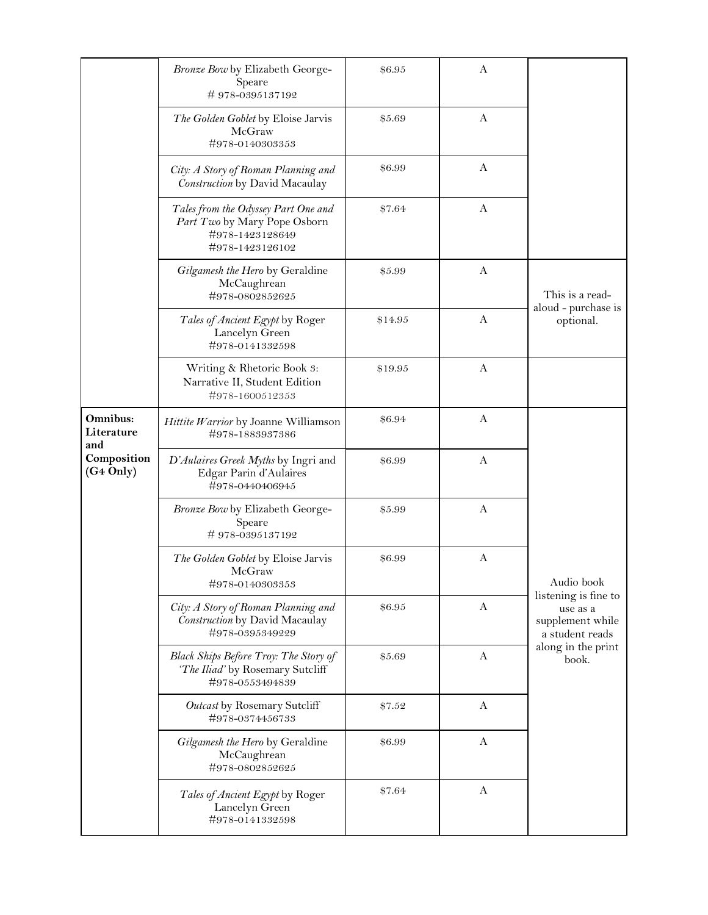| | | | | |
|---|---|---|---|---|
| | *Bronze Bow* by Elizabeth George-Speare # 978-0395137192 | $6.95 | A | |
| | *The Golden Goblet* by Eloise Jarvis McGraw #978-0140303353 | $5.69 | A | |
| | *City: A Story of Roman Planning and Construction* by David Macaulay | $6.99 | A | |
| | *Tales from the Odyssey Part One and Part Two* by Mary Pope Osborn #978-1423128649 #978-1423126102 | $7.64 | A | |
| | *Gilgamesh the Hero* by Geraldine McCaughrean #978-0802852625 | $5.99 | A | This is a read-aloud - purchase is optional. |
| | *Tales of Ancient Egypt* by Roger Lancelyn Green #978-0141332598 | $14.95 | A | |
| | Writing & Rhetoric Book 3: Narrative II, Student Edition #978-1600512353 | $19.95 | A | |
| **Omnibus: Literature and Composition (G4 Only)** | *Hittite Warrior* by Joanne Williamson #978-1883937386 | $6.94 | A | Audio book listening is fine to use as a supplement while a student reads along in the print book. |
| | *D'Aulaires Greek Myths* by Ingri and Edgar Parin d'Aulaires #978-0440406945 | $6.99 | A | |
| | *Bronze Bow* by Elizabeth George-Speare # 978-0395137192 | $5.99 | A | |
| | *The Golden Goblet* by Eloise Jarvis McGraw #978-0140303353 | $6.99 | A | |
| | *City: A Story of Roman Planning and Construction* by David Macaulay #978-0395349229 | $6.95 | A | |
| | *Black Ships Before Troy: The Story of 'The Iliad'* by Rosemary Sutcliff #978-0553494839 | $5.69 | A | |
| | *Outcast* by Rosemary Sutcliff #978-0374456733 | $7.52 | A | |
| | *Gilgamesh the Hero* by Geraldine McCaughrean #978-0802852625 | $6.99 | A | |
| | *Tales of Ancient Egypt* by Roger Lancelyn Green #978-0141332598 | $7.64 | A | |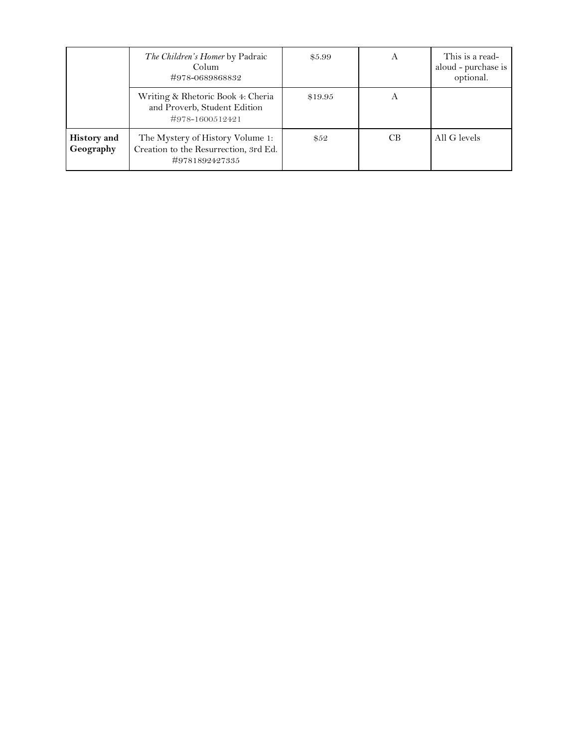| | | | | |
|---|---|---|---|---|
| | *The Children's Homer* by Padraic Colum<br>#978-0689868832 | $5.99 | A | This is a read-aloud - purchase is optional. |
| | Writing & Rhetoric Book 4: Cheria and Proverb, Student Edition<br>#978-1600512421 | $19.95 | A | |
| **History and Geography** | The Mystery of History Volume 1: Creation to the Resurrection, 3rd Ed.<br>#9781892427335 | $52 | CB | All G levels |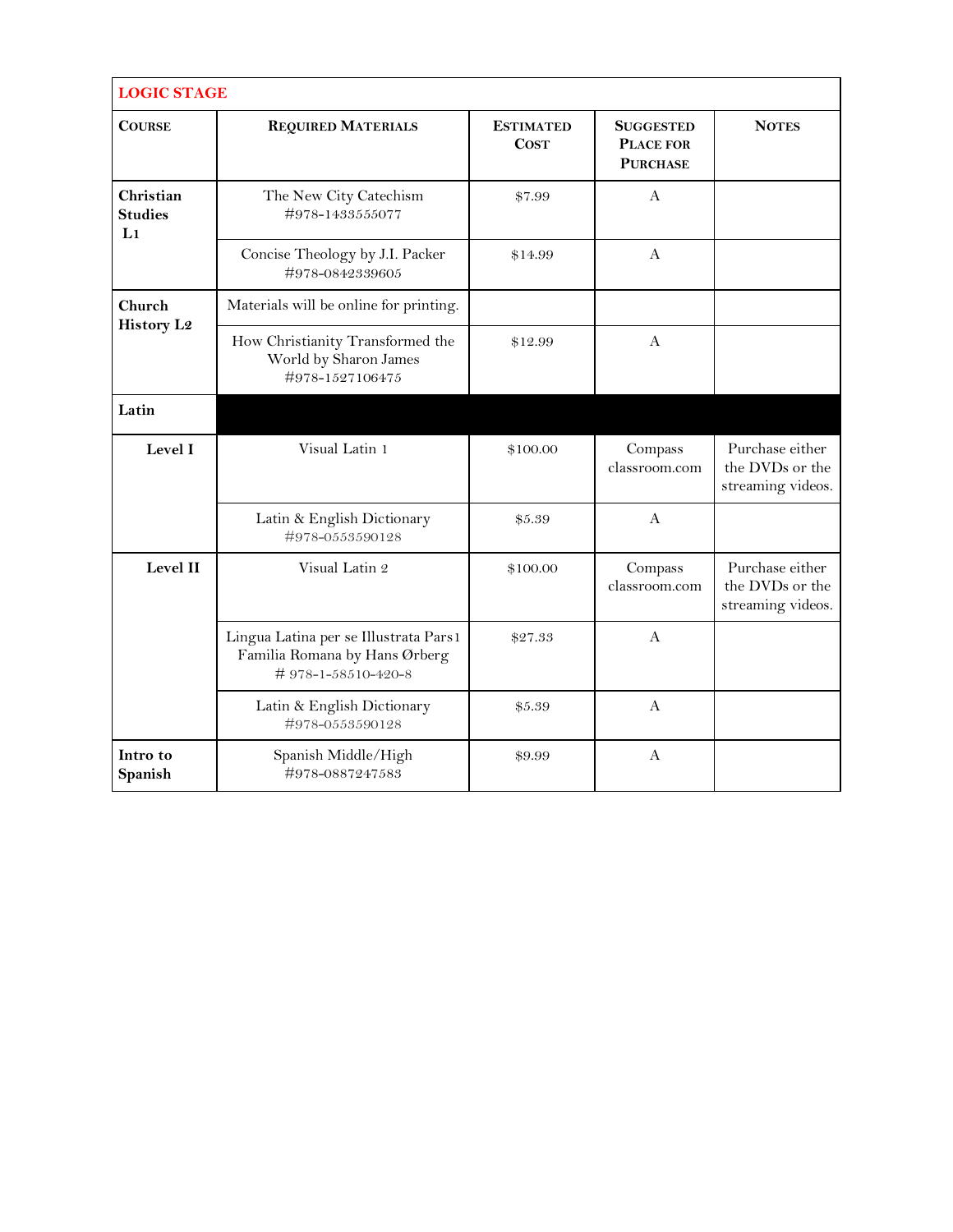| LOGIC STAGE | | | | |
|---|---|---|---|---|
| **Course** | **Required Materials** | **Estimated Cost** | **Suggested Place for Purchase** | **Notes** |
| **Christian Studies L1** | The New City Catechism #978-1433555077 | $7.99 | A | |
| | Concise Theology by J.I. Packer #978-0842339605 | $14.99 | A | |
| **Church History L2** | Materials will be online for printing. | | | |
| | How Christianity Transformed the World by Sharon James #978-1527106475 | $12.99 | A | |
| **Latin** | | | | |
| **Level I** | Visual Latin 1 | $100.00 | Compass classroom.com | Purchase either the DVDs or the streaming videos. |
| | Latin & English Dictionary #978-0553590128 | $5.39 | A | |
| **Level II** | Visual Latin 2 | $100.00 | Compass classroom.com | Purchase either the DVDs or the streaming videos. |
| | Lingua Latina per se Illustrata Pars1 Familia Romana by Hans Ørberg # 978-1-58510-420-8 | $27.33 | A | |
| | Latin & English Dictionary #978-0553590128 | $5.39 | A | |
| **Intro to Spanish** | Spanish Middle/High #978-0887247583 | $9.99 | A | |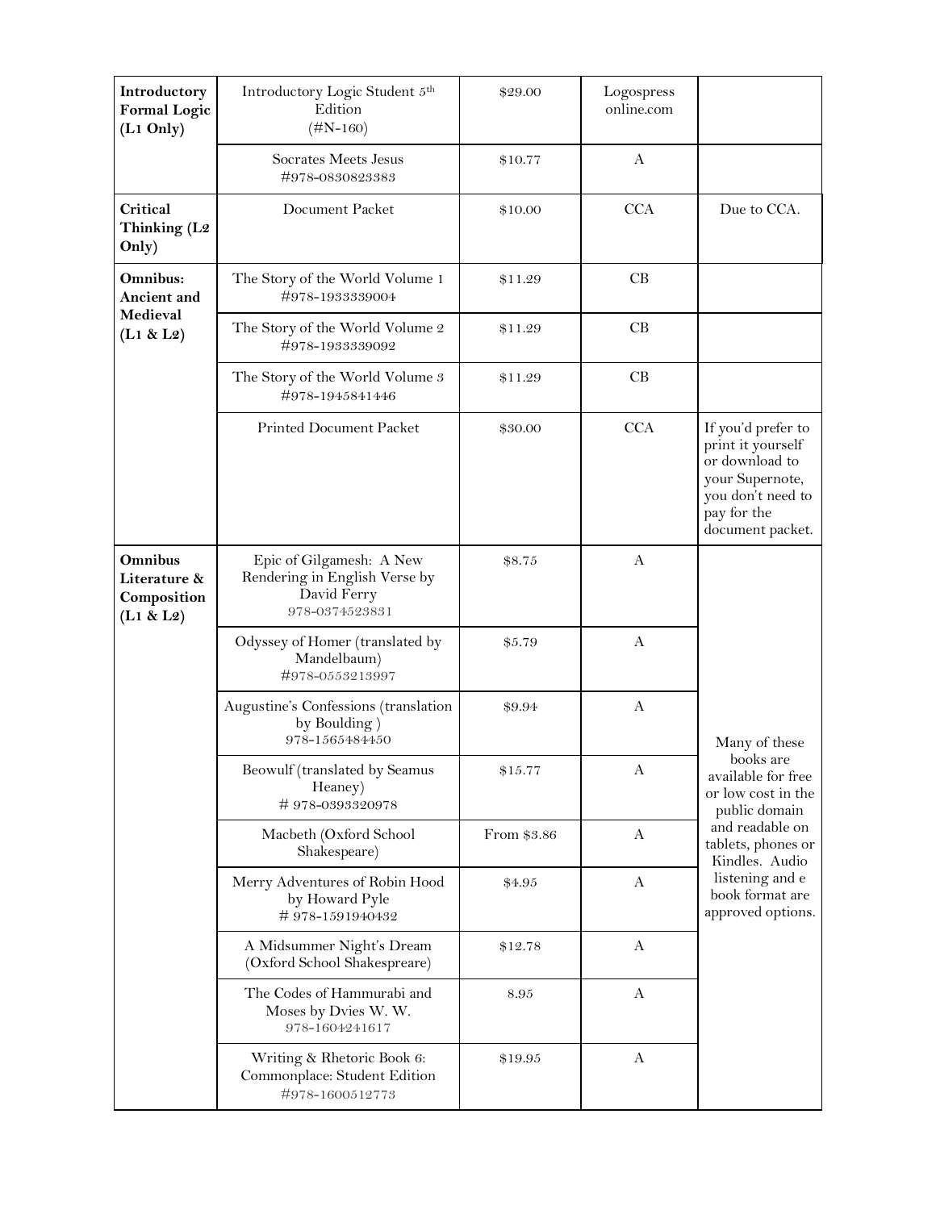| | | | | |
|---|---|---|---|---|
| **Introductory Formal Logic (L1 Only)** | Introductory Logic Student 5th Edition (#N-160) | $29.00 | Logospress online.com | |
| | Socrates Meets Jesus #978-0830823383 | $10.77 | A | |
| **Critical Thinking (L2 Only)** | Document Packet | $10.00 | CCA | Due to CCA. |
| **Omnibus: Ancient and Medieval (L1 & L2)** | The Story of the World Volume 1 #978-1933339004 | $11.29 | CB | |
| | The Story of the World Volume 2 #978-1933339092 | $11.29 | CB | |
| | The Story of the World Volume 3 #978-1945841446 | $11.29 | CB | |
| | Printed Document Packet | $30.00 | CCA | If you'd prefer to print it yourself or download to your Supernote, you don't need to pay for the document packet. |
| **Omnibus Literature & Composition (L1 & L2)** | Epic of Gilgamesh: A New Rendering in English Verse by David Ferry 978-0374523831 | $8.75 | A | Many of these books are available for free or low cost in the public domain and readable on tablets, phones or Kindles. Audio listening and e book format are approved options. |
| | Odyssey of Homer (translated by Mandelbaum) #978-0553213997 | $5.79 | A | |
| | Augustine's Confessions (translation by Boulding ) 978-1565484450 | $9.94 | A | |
| | Beowulf (translated by Seamus Heaney) # 978-0393320978 | $15.77 | A | |
| | Macbeth (Oxford School Shakespeare) | From $3.86 | A | |
| | Merry Adventures of Robin Hood by Howard Pyle # 978-1591940432 | $4.95 | A | |
| | A Midsummer Night's Dream (Oxford School Shakespreare) | $12.78 | A | |
| | The Codes of Hammurabi and Moses by Dvies W. W. 978-1604241617 | 8.95 | A | |
| | Writing & Rhetoric Book 6: Commonplace: Student Edition #978-1600512773 | $19.95 | A | |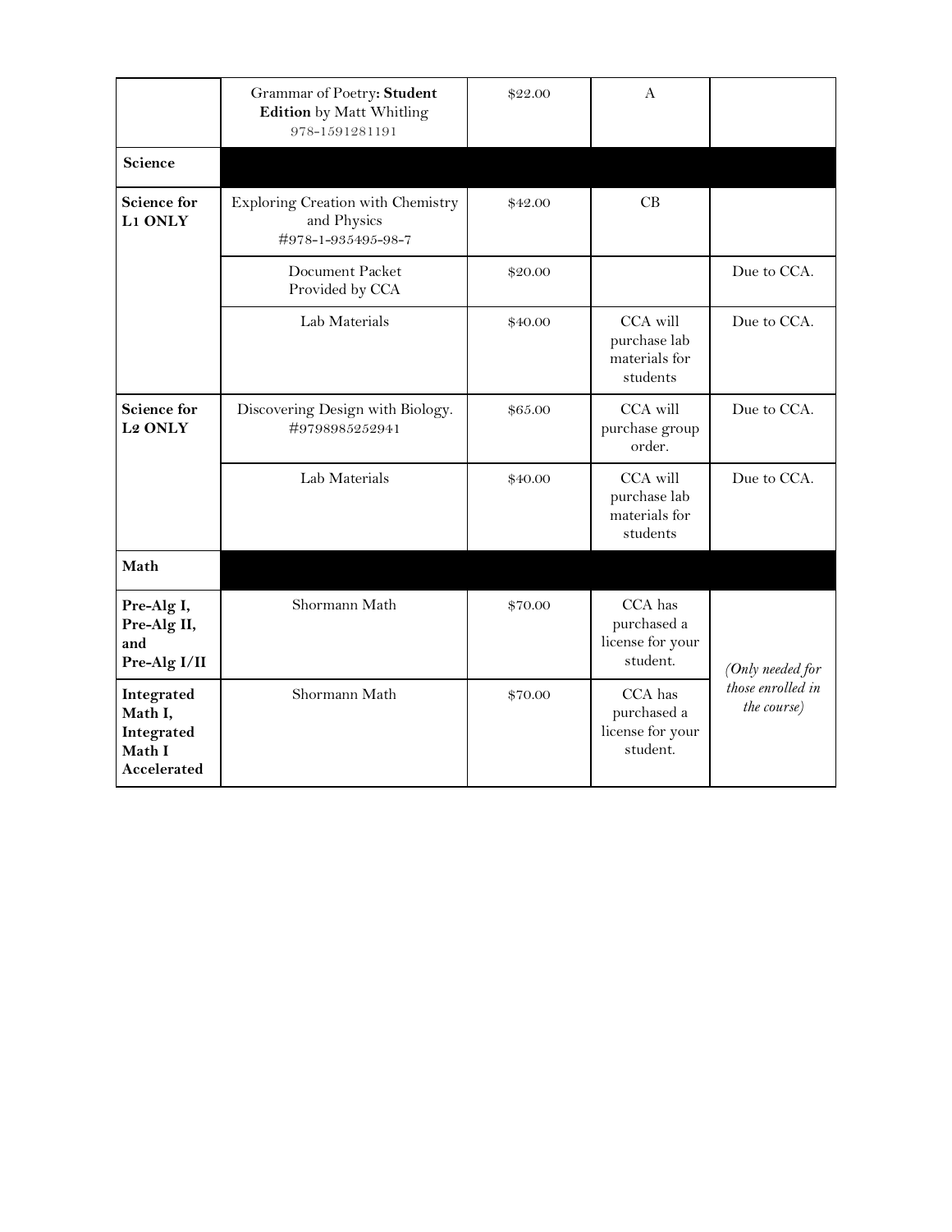| | | | | |
|---|---|---|---|---|
| | Grammar of Poetry**: Student Edition** by Matt Whitling 978-1591281191 | $22.00 | A | |
| **Science** | | | | |
| **Science for L1 ONLY** | Exploring Creation with Chemistry and Physics #978-1-935495-98-7 | $42.00 | CB | |
| | Document Packet Provided by CCA | $20.00 | | Due to CCA. |
| | Lab Materials | $40.00 | CCA will purchase lab materials for students | Due to CCA. |
| **Science for L2 ONLY** | Discovering Design with Biology. #9798985252941 | $65.00 | CCA will purchase group order. | Due to CCA. |
| | Lab Materials | $40.00 | CCA will purchase lab materials for students | Due to CCA. |
| **Math** | | | | |
| **Pre-Alg I, Pre-Alg II, and Pre-Alg I/II** | Shormann Math | $70.00 | CCA has purchased a license for your student. | *(Only needed for those enrolled in the course)* |
| **Integrated Math I, Integrated Math I Accelerated** | Shormann Math | $70.00 | CCA has purchased a license for your student. | |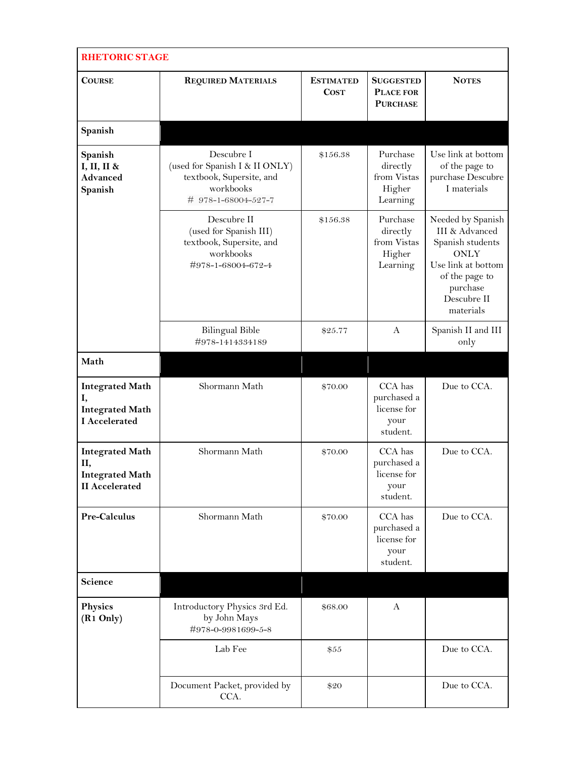| RHETORIC STAGE | | | | |
|---|---|---|---|---|
| **COURSE** | **REQUIRED MATERIALS** | **ESTIMATED COST** | **SUGGESTED PLACE FOR PURCHASE** | **NOTES** |
| **Spanish** | | | | |
| **Spanish I, II, II & Advanced Spanish** | Descubre I (used for Spanish I & II ONLY) textbook, Supersite, and workbooks # 978-1-68004-527-7 | $156.38 | Purchase directly from Vistas Higher Learning | Use link at bottom of the page to purchase Descubre I materials |
| | Descubre II (used for Spanish III) textbook, Supersite, and workbooks #978-1-68004-672-4 | $156.38 | Purchase directly from Vistas Higher Learning | Needed by Spanish III & Advanced Spanish students ONLY Use link at bottom of the page to purchase Descubre II materials |
| | Bilingual Bible #978-1414334189 | $25.77 | A | Spanish II and III only |
| **Math** | | | | |
| **Integrated Math I, Integrated Math I Accelerated** | Shormann Math | $70.00 | CCA has purchased a license for your student. | Due to CCA. |
| **Integrated Math II, Integrated Math II Accelerated** | Shormann Math | $70.00 | CCA has purchased a license for your student. | Due to CCA. |
| **Pre-Calculus** | Shormann Math | $70.00 | CCA has purchased a license for your student. | Due to CCA. |
| **Science** | | | | |
| **Physics (R1 Only)** | Introductory Physics 3rd Ed. by John Mays #978-0-9981699-5-8 | $68.00 | A | |
| | Lab Fee | $55 | | Due to CCA. |
| | Document Packet, provided by CCA. | $20 | | Due to CCA. |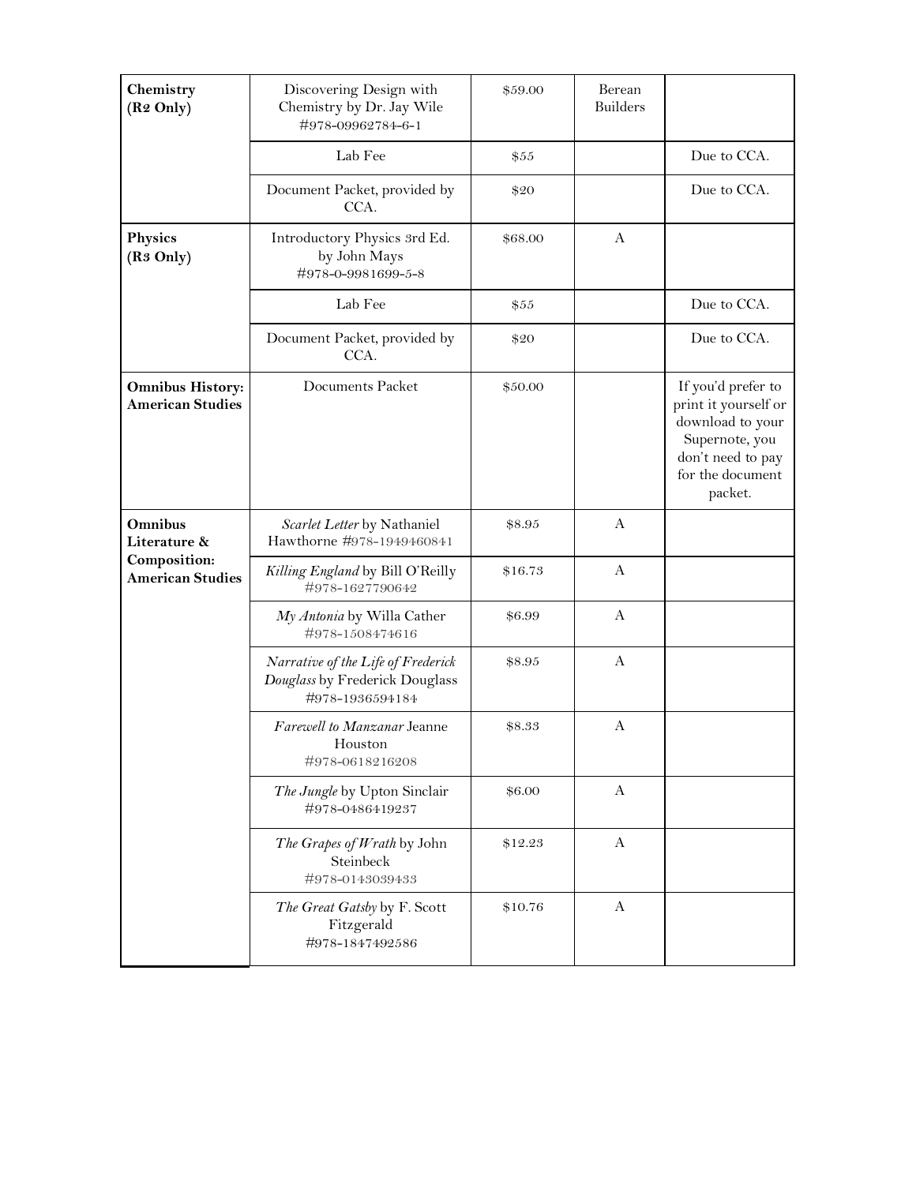| | | | | |
|---|---|---|---|---|
| **Chemistry (R2 Only)** | Discovering Design with Chemistry by Dr. Jay Wile #978-09962784-6-1 | $59.00 | Berean Builders | |
| | Lab Fee | $55 | | Due to CCA. |
| | Document Packet, provided by CCA. | $20 | | Due to CCA. |
| **Physics (R3 Only)** | Introductory Physics 3rd Ed. by John Mays #978-0-9981699-5-8 | $68.00 | A | |
| | Lab Fee | $55 | | Due to CCA. |
| | Document Packet, provided by CCA. | $20 | | Due to CCA. |
| **Omnibus History: American Studies** | Documents Packet | $50.00 | | If you'd prefer to print it yourself or download to your Supernote, you don't need to pay for the document packet. |
| **Omnibus Literature & Composition: American Studies** | *Scarlet Letter* by Nathaniel Hawthorne #978-1949460841 | $8.95 | A | |
| | *Killing England* by Bill O'Reilly #978-1627790642 | $16.73 | A | |
| | *My Antonia* by Willa Cather #978-1508474616 | $6.99 | A | |
| | *Narrative of the Life of Frederick Douglass* by Frederick Douglass #978-1936594184 | $8.95 | A | |
| | *Farewell to Manzanar* Jeanne Houston #978-0618216208 | $8.33 | A | |
| | *The Jungle* by Upton Sinclair #978-0486419237 | $6.00 | A | |
| | *The Grapes of Wrath* by John Steinbeck #978-0143039433 | $12.23 | A | |
| | *The Great Gatsby* by F. Scott Fitzgerald #978-1847492586 | $10.76 | A | |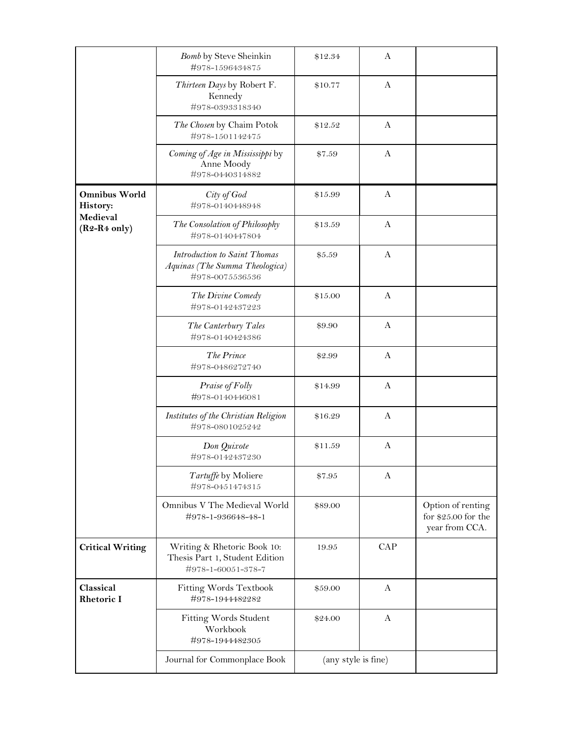| | | | | |
|---|---|---|---|---|
| | *Bomb* by Steve Sheinkin #978-1596434875 | $12.34 | A | |
| | *Thirteen Days* by Robert F. Kennedy #978-0393318340 | $10.77 | A | |
| | *The Chosen* by Chaim Potok #978-1501142475 | $12.52 | A | |
| | *Coming of Age in Mississippi* by Anne Moody #978-0440314882 | $7.59 | A | |
| **Omnibus World History: Medieval (R2-R4 only)** | *City of God* #978-0140448948 | $15.99 | A | |
| | *The Consolation of Philosophy* #978-0140447804 | $13.59 | A | |
| | *Introduction to Saint Thomas Aquinas (The Summa Theologica)* #978-0075536536 | $5.59 | A | |
| | *The Divine Comedy* #978-0142437223 | $15.00 | A | |
| | *The Canterbury Tales* #978-0140424386 | $9.90 | A | |
| | *The Prince* #978-0486272740 | $2.99 | A | |
| | *Praise of Folly* #978-0140446081 | $14.99 | A | |
| | *Institutes of the Christian Religion* #978-0801025242 | $16.29 | A | |
| | *Don Quixote* #978-0142437230 | $11.59 | A | |
| | *Tartuffe* by Moliere #978-0451474315 | $7.95 | A | |
| | Omnibus V The Medieval World #978-1-936648-48-1 | $89.00 | | Option of renting for $25.00 for the year from CCA. |
| **Critical Writing** | Writing & Rhetoric Book 10: Thesis Part 1, Student Edition #978-1-60051-378-7 | 19.95 | CAP | |
| **Classical Rhetoric I** | Fitting Words Textbook #978-1944482282 | $59.00 | A | |
| | Fitting Words Student Workbook #978-1944482305 | $24.00 | A | |
| | Journal for Commonplace Book | (any style is fine) | | |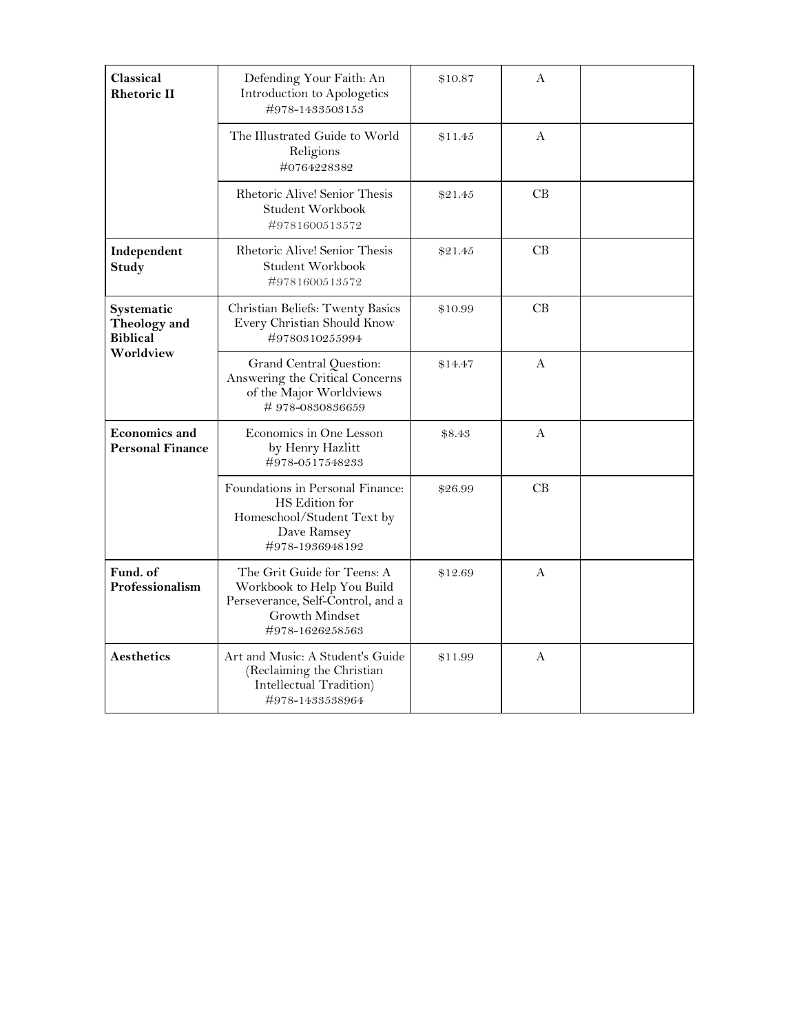| | | | | |
|---|---|---|---|---|
| **Classical Rhetoric II** | Defending Your Faith: An Introduction to Apologetics #978-1433503153 | $10.87 | A | |
| | The Illustrated Guide to World Religions #0764228382 | $11.45 | A | |
| | Rhetoric Alive! Senior Thesis Student Workbook #9781600513572 | $21.45 | CB | |
| **Independent Study** | Rhetoric Alive! Senior Thesis Student Workbook #9781600513572 | $21.45 | CB | |
| **Systematic Theology and Biblical Worldview** | Christian Beliefs: Twenty Basics Every Christian Should Know #9780310255994 | $10.99 | CB | |
| | Grand Central Question: Answering the Critical Concerns of the Major Worldviews # 978-0830836659 | $14.47 | A | |
| **Economics and Personal Finance** | Economics in One Lesson by Henry Hazlitt #978-0517548233 | $8.43 | A | |
| | Foundations in Personal Finance: HS Edition for Homeschool/Student Text by Dave Ramsey #978-1936948192 | $26.99 | CB | |
| **Fund. of Professionalism** | The Grit Guide for Teens: A Workbook to Help You Build Perseverance, Self-Control, and a Growth Mindset #978-1626258563 | $12.69 | A | |
| **Aesthetics** | Art and Music: A Student's Guide (Reclaiming the Christian Intellectual Tradition) #978-1433538964 | $11.99 | A | |